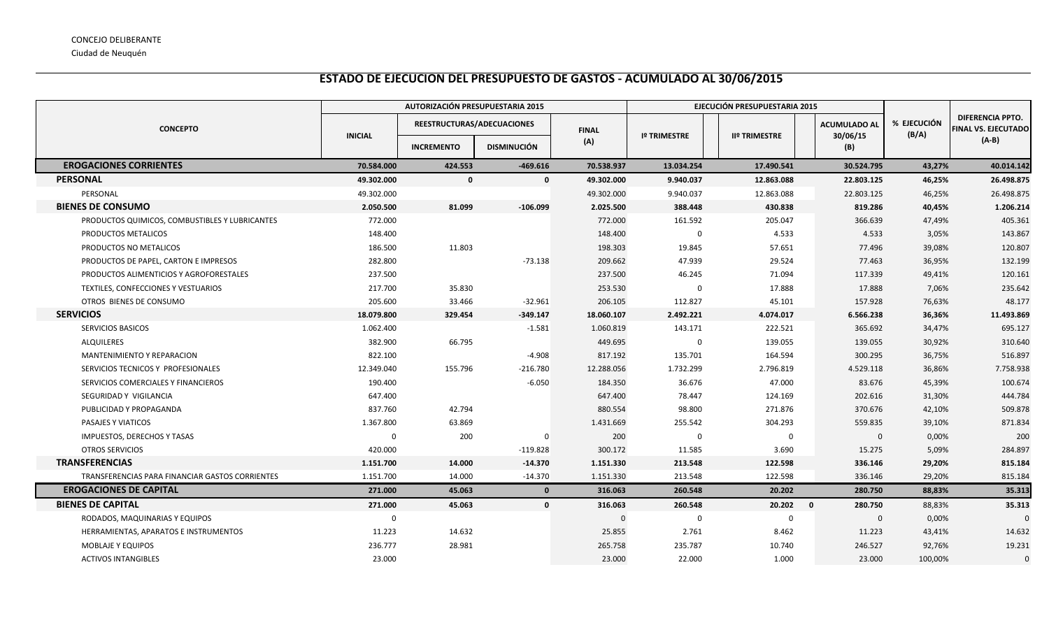CONCEJO DELIBERANTE

Ciudad de Neuquén

## ESTADO DE EJECUCION DEL PRESUPUESTO DE GASTOS - ACUMULADO AL 30/06/2015

| CONCEPTO | AUTORIZACIÓN PRESUPUESTARIA 2015 | | | | EJECUCIÓN PRESUPUESTARIA 2015 | | | % EJECUCIÓN (B/A) | DIFERENCIA PPTO. FINAL VS. EJECUTADO (A-B) |
|---|---|---|---|---|---|---|---|---|---|
| | INICIAL | REESTRUCTURAS/ADECUACIONES | | FINAL (A) | Iº TRIMESTRE | IIº TRIMESTRE | ACUMULADO AL 30/06/15 (B) | | |
| | | INCREMENTO | DISMINUCIÓN | | | | | | |
| **EROGACIONES CORRIENTES** | **70.584.000** | **424.553** | **-469.616** | **70.538.937** | **13.034.254** | **17.490.541** | **30.524.795** | **43,27%** | **40.014.142** |
| **PERSONAL** | **49.302.000** | **0** | **0** | **49.302.000** | **9.940.037** | **12.863.088** | **22.803.125** | **46,25%** | **26.498.875** |
| PERSONAL | 49.302.000 | | | 49.302.000 | 9.940.037 | 12.863.088 | 22.803.125 | 46,25% | 26.498.875 |
| **BIENES DE CONSUMO** | **2.050.500** | **81.099** | **-106.099** | **2.025.500** | **388.448** | **430.838** | **819.286** | **40,45%** | **1.206.214** |
| PRODUCTOS QUIMICOS, COMBUSTIBLES Y LUBRICANTES | 772.000 | | | 772.000 | 161.592 | 205.047 | 366.639 | 47,49% | 405.361 |
| PRODUCTOS METALICOS | 148.400 | | | 148.400 | 0 | 4.533 | 4.533 | 3,05% | 143.867 |
| PRODUCTOS NO METALICOS | 186.500 | 11.803 | | 198.303 | 19.845 | 57.651 | 77.496 | 39,08% | 120.807 |
| PRODUCTOS DE PAPEL, CARTON E IMPRESOS | 282.800 | | -73.138 | 209.662 | 47.939 | 29.524 | 77.463 | 36,95% | 132.199 |
| PRODUCTOS ALIMENTICIOS Y AGROFORESTALES | 237.500 | | | 237.500 | 46.245 | 71.094 | 117.339 | 49,41% | 120.161 |
| TEXTILES, CONFECCIONES Y VESTUARIOS | 217.700 | 35.830 | | 253.530 | 0 | 17.888 | 17.888 | 7,06% | 235.642 |
| OTROS BIENES DE CONSUMO | 205.600 | 33.466 | -32.961 | 206.105 | 112.827 | 45.101 | 157.928 | 76,63% | 48.177 |
| **SERVICIOS** | **18.079.800** | **329.454** | **-349.147** | **18.060.107** | **2.492.221** | **4.074.017** | **6.566.238** | **36,36%** | **11.493.869** |
| SERVICIOS BASICOS | 1.062.400 | | -1.581 | 1.060.819 | 143.171 | 222.521 | 365.692 | 34,47% | 695.127 |
| ALQUILERES | 382.900 | 66.795 | | 449.695 | 0 | 139.055 | 139.055 | 30,92% | 310.640 |
| MANTENIMIENTO Y REPARACION | 822.100 | | -4.908 | 817.192 | 135.701 | 164.594 | 300.295 | 36,75% | 516.897 |
| SERVICIOS TECNICOS Y PROFESIONALES | 12.349.040 | 155.796 | -216.780 | 12.288.056 | 1.732.299 | 2.796.819 | 4.529.118 | 36,86% | 7.758.938 |
| SERVICIOS COMERCIALES Y FINANCIEROS | 190.400 | | -6.050 | 184.350 | 36.676 | 47.000 | 83.676 | 45,39% | 100.674 |
| SEGURIDAD Y VIGILANCIA | 647.400 | | | 647.400 | 78.447 | 124.169 | 202.616 | 31,30% | 444.784 |
| PUBLICIDAD Y PROPAGANDA | 837.760 | 42.794 | | 880.554 | 98.800 | 271.876 | 370.676 | 42,10% | 509.878 |
| PASAJES Y VIATICOS | 1.367.800 | 63.869 | | 1.431.669 | 255.542 | 304.293 | 559.835 | 39,10% | 871.834 |
| IMPUESTOS, DERECHOS Y TASAS | 0 | 200 | 0 | 200 | 0 | 0 | 0 | 0,00% | 200 |
| OTROS SERVICIOS | 420.000 | | -119.828 | 300.172 | 11.585 | 3.690 | 15.275 | 5,09% | 284.897 |
| **TRANSFERENCIAS** | **1.151.700** | **14.000** | **-14.370** | **1.151.330** | **213.548** | **122.598** | **336.146** | **29,20%** | **815.184** |
| TRANSFERENCIAS PARA FINANCIAR GASTOS CORRIENTES | 1.151.700 | 14.000 | -14.370 | 1.151.330 | 213.548 | 122.598 | 336.146 | 29,20% | 815.184 |
| **EROGACIONES DE CAPITAL** | **271.000** | **45.063** | **0** | **316.063** | **260.548** | **20.202** | **280.750** | **88,83%** | **35.313** |
| **BIENES DE CAPITAL** | **271.000** | **45.063** | **0** | **316.063** | **260.548** | **20.202** **0** | **280.750** | **88,83%** | **35.313** |
| RODADOS, MAQUINARIAS Y EQUIPOS | 0 | | | 0 | 0 | 0 | 0 | 0,00% | 0 |
| HERRAMIENTAS, APARATOS E INSTRUMENTOS | 11.223 | 14.632 | | 25.855 | 2.761 | 8.462 | 11.223 | 43,41% | 14.632 |
| MOBLAJE Y EQUIPOS | 236.777 | 28.981 | | 265.758 | 235.787 | 10.740 | 246.527 | 92,76% | 19.231 |
| ACTIVOS INTANGIBLES | 23.000 | | | 23.000 | 22.000 | 1.000 | 23.000 | 100,00% | 0 |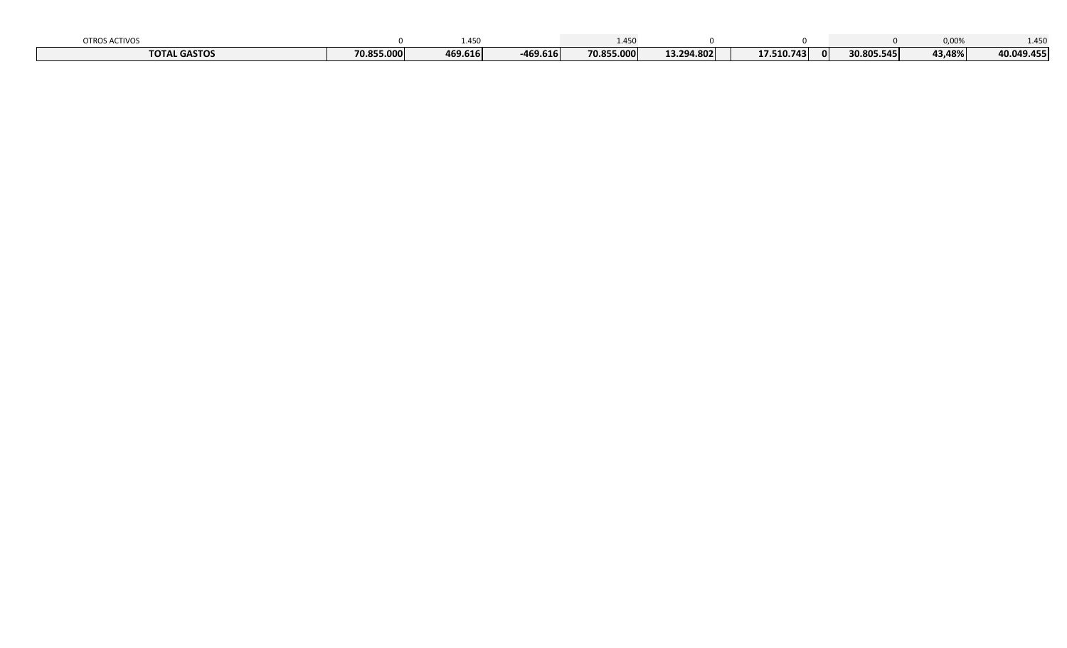| | | | | | | | | | | |
|---|---|---|---|---|---|---|---|---|---|---|
| OTROS ACTIVOS | 0 | 1.450 | | 1.450 | 0 | 0 | | 0 | 0,00% | 1.450 |
| **TOTAL GASTOS** | **70.855.000** | **469.616** | **-469.616** | **70.855.000** | **13.294.802** | **17.510.743** | **0** | **30.805.545** | **43,48%** | **40.049.455** |